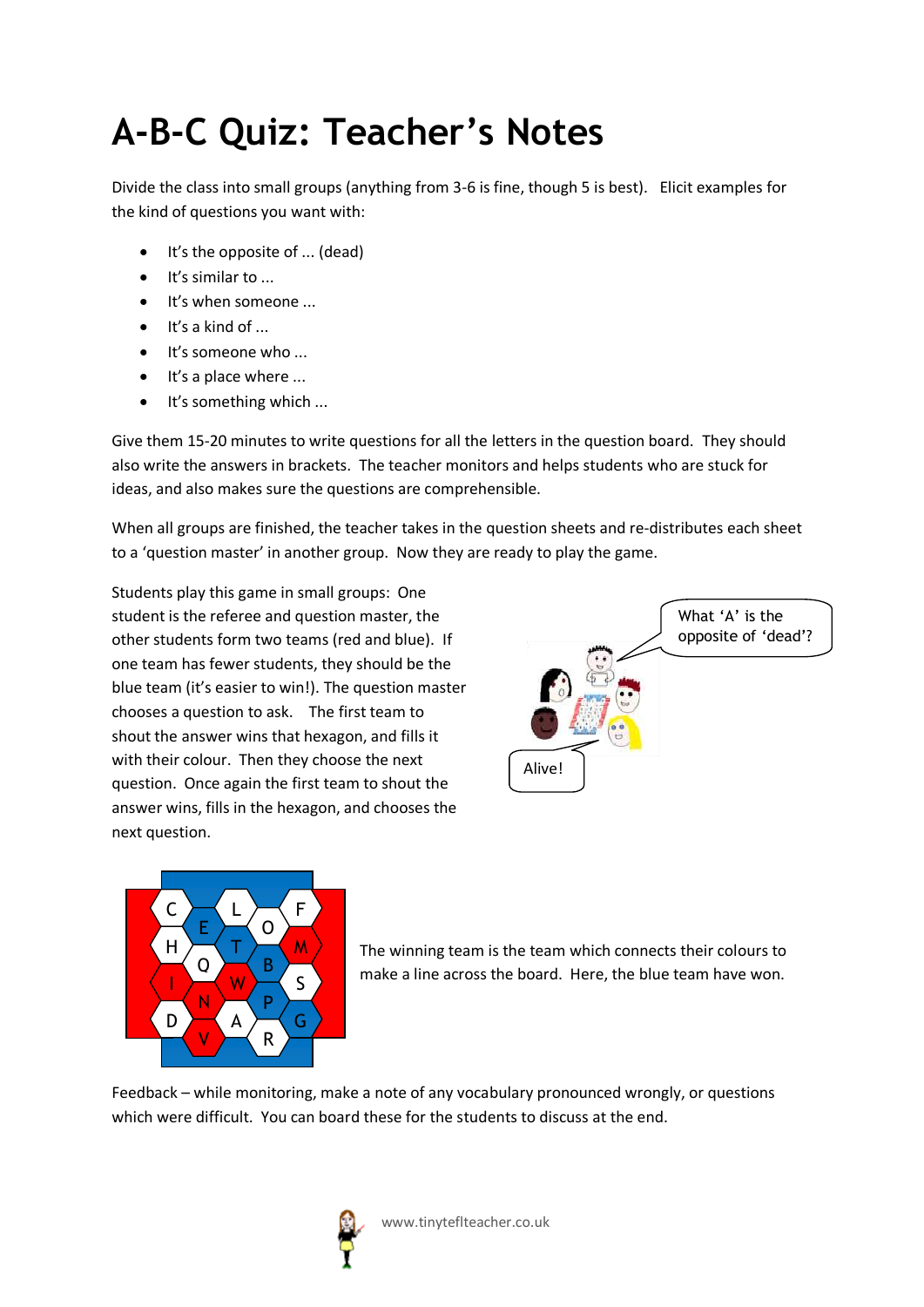# A-B-C Quiz: Teacher's Notes

Divide the class into small groups (anything from 3-6 is fine, though 5 is best). Elicit examples for the kind of questions you want with:

- It's the opposite of ... (dead)
- It's similar to ...
- It's when someone ...
- It's a kind of ...
- It's someone who ...
- It's a place where ...
- It's something which ...

Give them 15-20 minutes to write questions for all the letters in the question board. They should also write the answers in brackets. The teacher monitors and helps students who are stuck for ideas, and also makes sure the questions are comprehensible.

When all groups are finished, the teacher takes in the question sheets and re-distributes each sheet to a 'question master' in another group. Now they are ready to play the game.

Students play this game in small groups: One student is the referee and question master, the other students form two teams (red and blue). If one team has fewer students, they should be the blue team (it's easier to win!). The question master chooses a question to ask. The first team to shout the answer wins that hexagon, and fills it with their colour. Then they choose the next question. Once again the first team to shout the answer wins, fills in the hexagon, and chooses the next question.

The winning team is the team which connects their colours to make a line across the board. Here, the blue team have won.

Feedback – while monitoring, make a note of any vocabulary pronounced wrongly, or questions which were difficult. You can board these for the students to discuss at the end.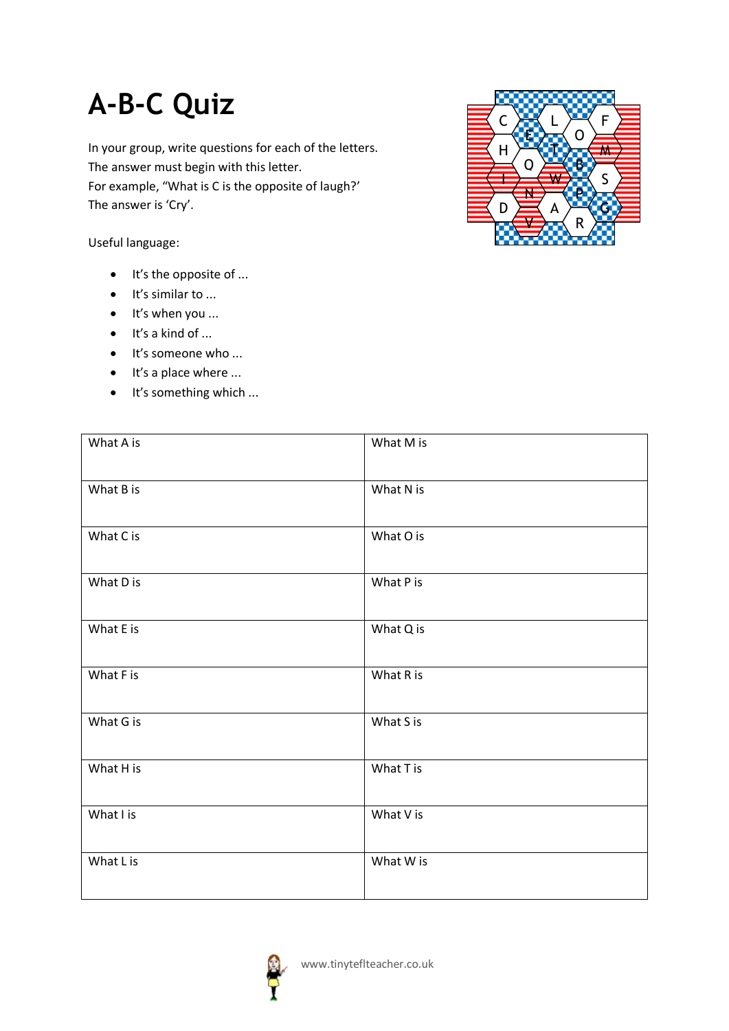# A-B-C Quiz

In your group, write questions for each of the letters.
The answer must begin with this letter.
For example, "What is C is the opposite of laugh?'
The answer is 'Cry'.

Useful language:

- It's the opposite of ...
- It's similar to ...
- It's when you ...
- It's a kind of ...
- It's someone who ...
- It's a place where ...
- It's something which ...

| What A is | What M is |
| --- | --- |
| What B is | What N is |
| What C is | What O is |
| What D is | What P is |
| What E is | What Q is |
| What F is | What R is |
| What G is | What S is |
| What H is | What T is |
| What I is | What V is |
| What L is | What W is |

www.tinyteflteacher.co.uk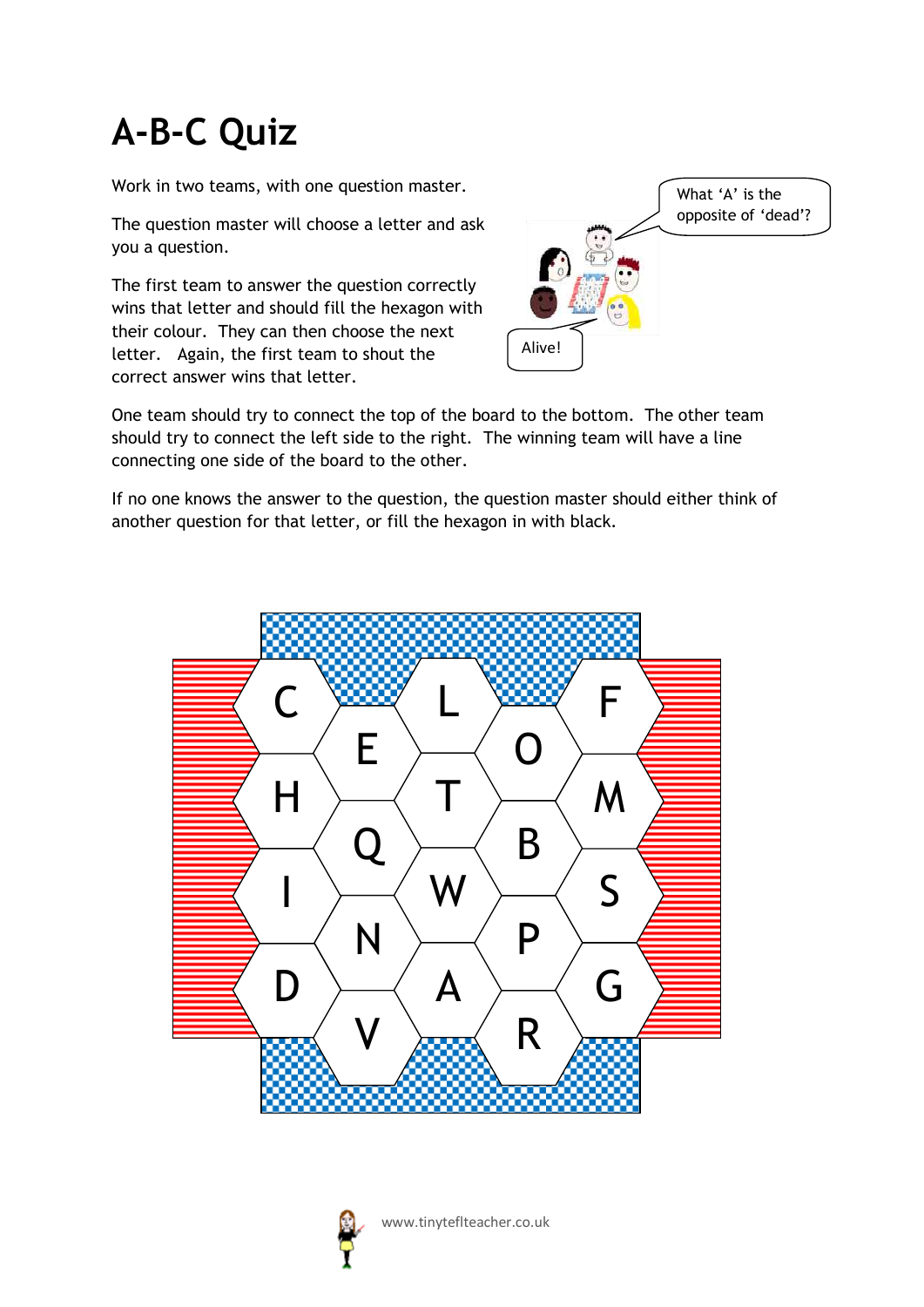# A-B-C Quiz

Work in two teams, with one question master.

The question master will choose a letter and ask you a question.

The first team to answer the question correctly wins that letter and should fill the hexagon with their colour. They can then choose the next letter. Again, the first team to shout the correct answer wins that letter.

What 'A' is the opposite of 'dead'?

Alive!

One team should try to connect the top of the board to the bottom. The other team should try to connect the left side to the right. The winning team will have a line connecting one side of the board to the other.

If no one knows the answer to the question, the question master should either think of another question for that letter, or fill the hexagon in with black.

C L F
E O
H T M
Q B
I W S
N P
D A G
V R

www.tinyteflteacher.co.uk